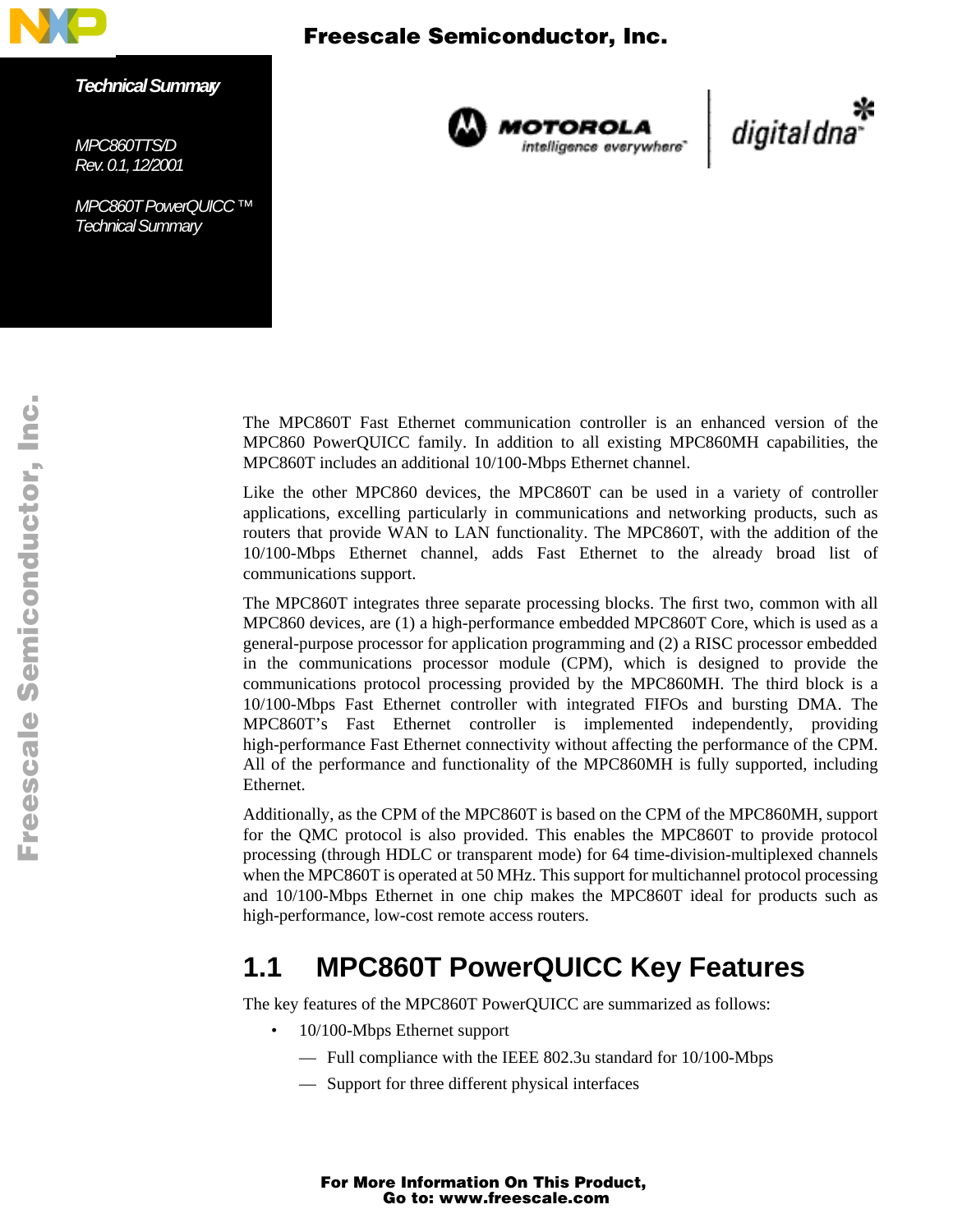Freescale Semiconductor, Inc.

*Technical Summary*

*MPC860TTS/D*
*Rev. 0.1, 12/2001*

*MPC860T PowerQUICC ™*
*Technical Summary*

The MPC860T Fast Ethernet communication controller is an enhanced version of the MPC860 PowerQUICC family. In addition to all existing MPC860MH capabilities, the MPC860T includes an additional 10/100-Mbps Ethernet channel.

Like the other MPC860 devices, the MPC860T can be used in a variety of controller applications, excelling particularly in communications and networking products, such as routers that provide WAN to LAN functionality. The MPC860T, with the addition of the 10/100-Mbps Ethernet channel, adds Fast Ethernet to the already broad list of communications support.

The MPC860T integrates three separate processing blocks. The first two, common with all MPC860 devices, are (1) a high-performance embedded MPC860T Core, which is used as a general-purpose processor for application programming and (2) a RISC processor embedded in the communications processor module (CPM), which is designed to provide the communications protocol processing provided by the MPC860MH. The third block is a 10/100-Mbps Fast Ethernet controller with integrated FIFOs and bursting DMA. The MPC860T's Fast Ethernet controller is implemented independently, providing high-performance Fast Ethernet connectivity without affecting the performance of the CPM. All of the performance and functionality of the MPC860MH is fully supported, including Ethernet.

Additionally, as the CPM of the MPC860T is based on the CPM of the MPC860MH, support for the QMC protocol is also provided. This enables the MPC860T to provide protocol processing (through HDLC or transparent mode) for 64 time-division-multiplexed channels when the MPC860T is operated at 50 MHz. This support for multichannel protocol processing and 10/100-Mbps Ethernet in one chip makes the MPC860T ideal for products such as high-performance, low-cost remote access routers.

## 1.1 MPC860T PowerQUICC Key Features

The key features of the MPC860T PowerQUICC are summarized as follows:

- 10/100-Mbps Ethernet support
  - Full compliance with the IEEE 802.3u standard for 10/100-Mbps
  - Support for three different physical interfaces

For More Information On This Product,
Go to: www.freescale.com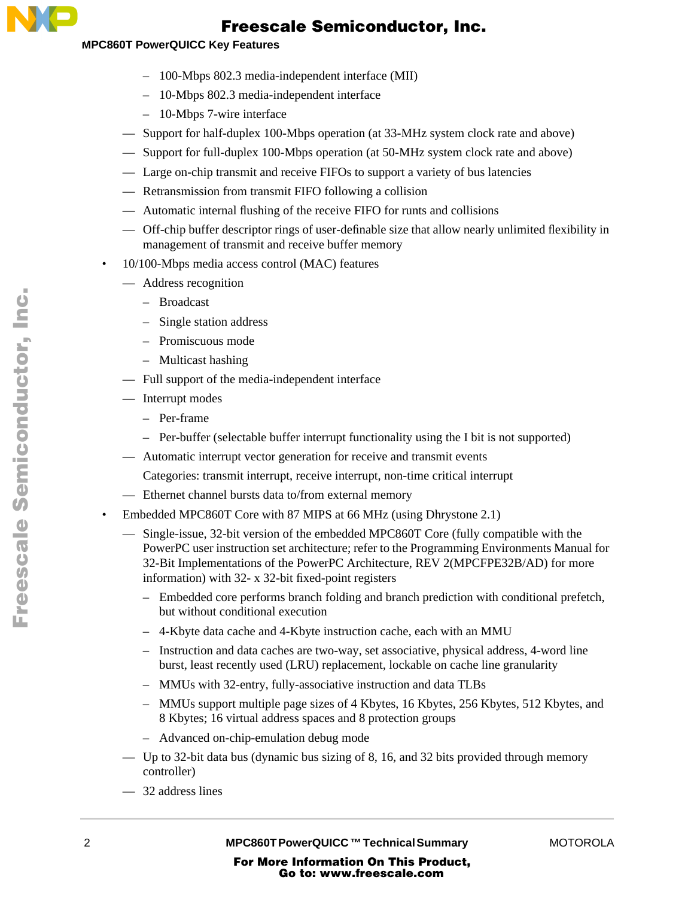- 100-Mbps 802.3 media-independent interface (MII)
    - 10-Mbps 802.3 media-independent interface
    - 10-Mbps 7-wire interface
  - Support for half-duplex 100-Mbps operation (at 33-MHz system clock rate and above)
  - Support for full-duplex 100-Mbps operation (at 50-MHz system clock rate and above)
  - Large on-chip transmit and receive FIFOs to support a variety of bus latencies
  - Retransmission from transmit FIFO following a collision
  - Automatic internal flushing of the receive FIFO for runts and collisions
  - Off-chip buffer descriptor rings of user-definable size that allow nearly unlimited flexibility in management of transmit and receive buffer memory
- 10/100-Mbps media access control (MAC) features
  - Address recognition
    - Broadcast
    - Single station address
    - Promiscuous mode
    - Multicast hashing
  - Full support of the media-independent interface
  - Interrupt modes
    - Per-frame
    - Per-buffer (selectable buffer interrupt functionality using the I bit is not supported)
  - Automatic interrupt vector generation for receive and transmit events

    Categories: transmit interrupt, receive interrupt, non-time critical interrupt
  - Ethernet channel bursts data to/from external memory
- Embedded MPC860T Core with 87 MIPS at 66 MHz (using Dhrystone 2.1)
  - Single-issue, 32-bit version of the embedded MPC860T Core (fully compatible with the PowerPC user instruction set architecture; refer to the Programming Environments Manual for 32-Bit Implementations of the PowerPC Architecture, REV 2(MPCFPE32B/AD) for more information) with 32- x 32-bit fixed-point registers
    - Embedded core performs branch folding and branch prediction with conditional prefetch, but without conditional execution
    - 4-Kbyte data cache and 4-Kbyte instruction cache, each with an MMU
    - Instruction and data caches are two-way, set associative, physical address, 4-word line burst, least recently used (LRU) replacement, lockable on cache line granularity
    - MMUs with 32-entry, fully-associative instruction and data TLBs
    - MMUs support multiple page sizes of 4 Kbytes, 16 Kbytes, 256 Kbytes, 512 Kbytes, and 8 Kbytes; 16 virtual address spaces and 8 protection groups
    - Advanced on-chip-emulation debug mode
  - Up to 32-bit data bus (dynamic bus sizing of 8, 16, and 32 bits provided through memory controller)
  - 32 address lines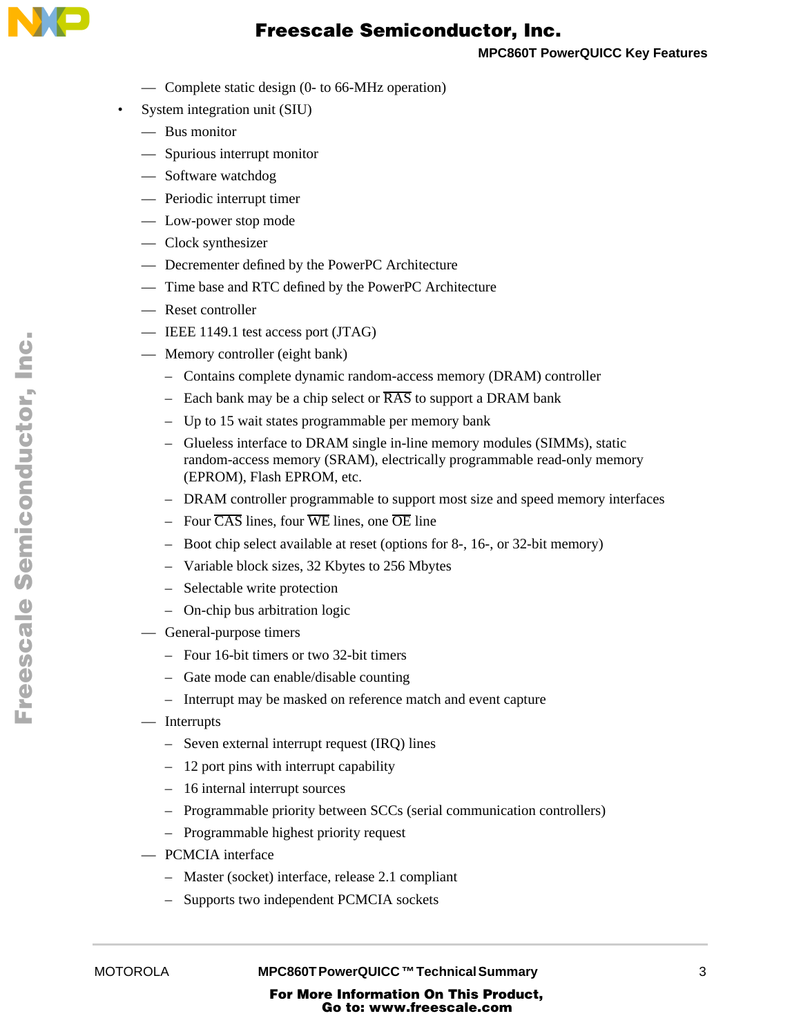- Complete static design (0- to 66-MHz operation)
- System integration unit (SIU)
  - Bus monitor
  - Spurious interrupt monitor
  - Software watchdog
  - Periodic interrupt timer
  - Low-power stop mode
  - Clock synthesizer
  - Decrementer defined by the PowerPC Architecture
  - Time base and RTC defined by the PowerPC Architecture
  - Reset controller
  - IEEE 1149.1 test access port (JTAG)
  - Memory controller (eight bank)
    - Contains complete dynamic random-access memory (DRAM) controller
    - Each bank may be a chip select or $\overline{RAS}$ to support a DRAM bank
    - Up to 15 wait states programmable per memory bank
    - Glueless interface to DRAM single in-line memory modules (SIMMs), static random-access memory (SRAM), electrically programmable read-only memory (EPROM), Flash EPROM, etc.
    - DRAM controller programmable to support most size and speed memory interfaces
    - Four $\overline{CAS}$ lines, four $\overline{WE}$ lines, one $\overline{OE}$ line
    - Boot chip select available at reset (options for 8-, 16-, or 32-bit memory)
    - Variable block sizes, 32 Kbytes to 256 Mbytes
    - Selectable write protection
    - On-chip bus arbitration logic
  - General-purpose timers
    - Four 16-bit timers or two 32-bit timers
    - Gate mode can enable/disable counting
    - Interrupt may be masked on reference match and event capture
  - Interrupts
    - Seven external interrupt request (IRQ) lines
    - 12 port pins with interrupt capability
    - 16 internal interrupt sources
    - Programmable priority between SCCs (serial communication controllers)
    - Programmable highest priority request
  - PCMCIA interface
    - Master (socket) interface, release 2.1 compliant
    - Supports two independent PCMCIA sockets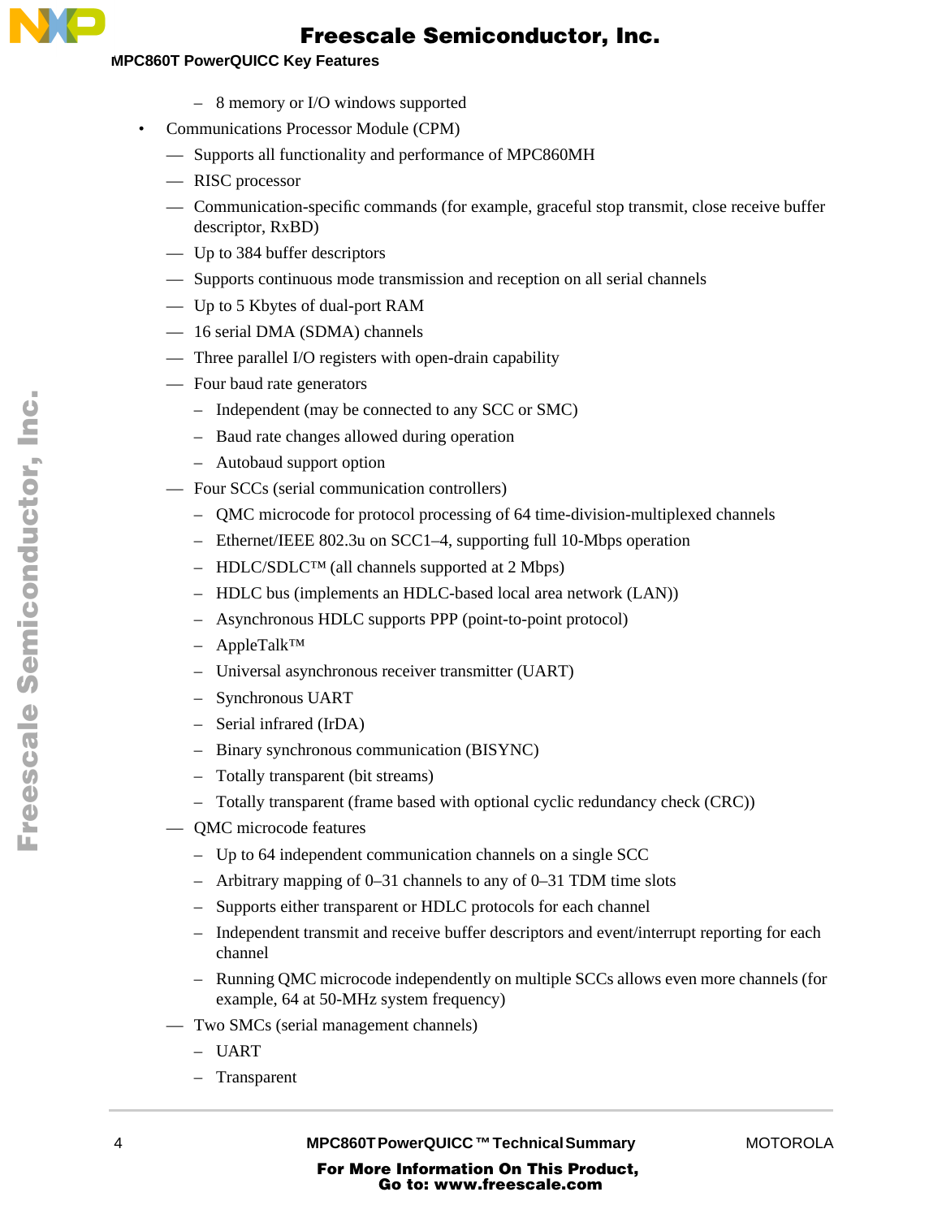- 8 memory or I/O windows supported
- Communications Processor Module (CPM)
  - Supports all functionality and performance of MPC860MH
  - RISC processor
  - Communication-specific commands (for example, graceful stop transmit, close receive buffer descriptor, RxBD)
  - Up to 384 buffer descriptors
  - Supports continuous mode transmission and reception on all serial channels
  - Up to 5 Kbytes of dual-port RAM
  - 16 serial DMA (SDMA) channels
  - Three parallel I/O registers with open-drain capability
  - Four baud rate generators
    - Independent (may be connected to any SCC or SMC)
    - Baud rate changes allowed during operation
    - Autobaud support option
  - Four SCCs (serial communication controllers)
    - QMC microcode for protocol processing of 64 time-division-multiplexed channels
    - Ethernet/IEEE 802.3u on SCC1–4, supporting full 10-Mbps operation
    - HDLC/SDLC™ (all channels supported at 2 Mbps)
    - HDLC bus (implements an HDLC-based local area network (LAN))
    - Asynchronous HDLC supports PPP (point-to-point protocol)
    - AppleTalk™
    - Universal asynchronous receiver transmitter (UART)
    - Synchronous UART
    - Serial infrared (IrDA)
    - Binary synchronous communication (BISYNC)
    - Totally transparent (bit streams)
    - Totally transparent (frame based with optional cyclic redundancy check (CRC))
  - QMC microcode features
    - Up to 64 independent communication channels on a single SCC
    - Arbitrary mapping of 0–31 channels to any of 0–31 TDM time slots
    - Supports either transparent or HDLC protocols for each channel
    - Independent transmit and receive buffer descriptors and event/interrupt reporting for each channel
    - Running QMC microcode independently on multiple SCCs allows even more channels (for example, 64 at 50-MHz system frequency)
  - Two SMCs (serial management channels)
    - UART
    - Transparent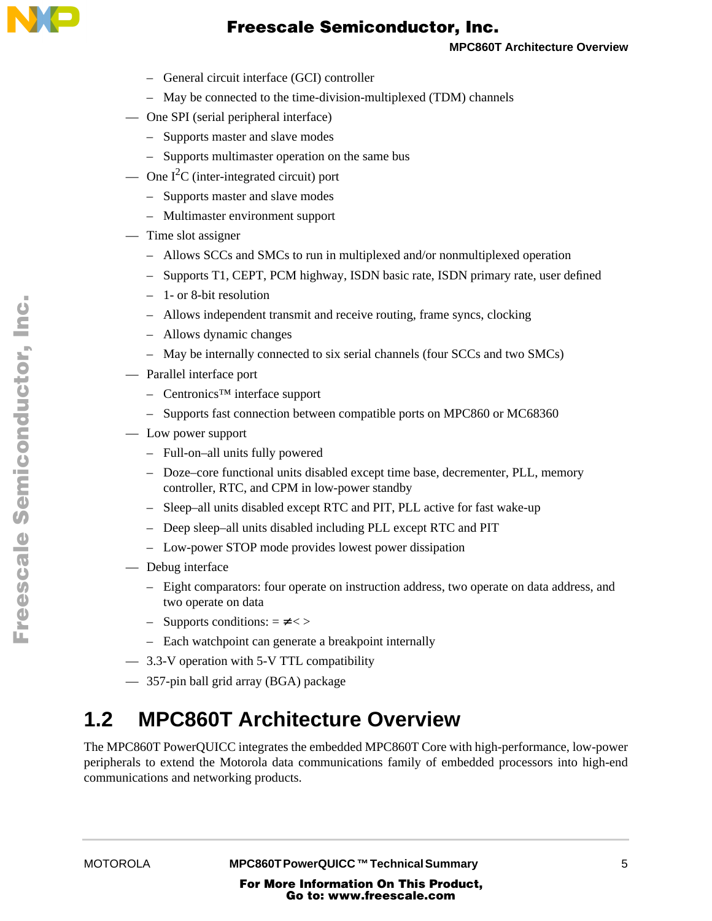- General circuit interface (GCI) controller
  - May be connected to the time-division-multiplexed (TDM) channels
- One SPI (serial peripheral interface)
  - Supports master and slave modes
  - Supports multimaster operation on the same bus
- One $I^2C$ (inter-integrated circuit) port
  - Supports master and slave modes
  - Multimaster environment support
- Time slot assigner
  - Allows SCCs and SMCs to run in multiplexed and/or nonmultiplexed operation
  - Supports T1, CEPT, PCM highway, ISDN basic rate, ISDN primary rate, user defined
  - 1- or 8-bit resolution
  - Allows independent transmit and receive routing, frame syncs, clocking
  - Allows dynamic changes
  - May be internally connected to six serial channels (four SCCs and two SMCs)
- Parallel interface port
  - Centronics™ interface support
  - Supports fast connection between compatible ports on MPC860 or MC68360
- Low power support
  - Full-on–all units fully powered
  - Doze–core functional units disabled except time base, decrementer, PLL, memory controller, RTC, and CPM in low-power standby
  - Sleep–all units disabled except RTC and PIT, PLL active for fast wake-up
  - Deep sleep–all units disabled including PLL except RTC and PIT
  - Low-power STOP mode provides lowest power dissipation
- Debug interface
  - Eight comparators: four operate on instruction address, two operate on data address, and two operate on data
  - Supports conditions: $= \neq < >$
  - Each watchpoint can generate a breakpoint internally
- 3.3-V operation with 5-V TTL compatibility
- 357-pin ball grid array (BGA) package

## 1.2 MPC860T Architecture Overview

The MPC860T PowerQUICC integrates the embedded MPC860T Core with high-performance, low-power peripherals to extend the Motorola data communications family of embedded processors into high-end communications and networking products.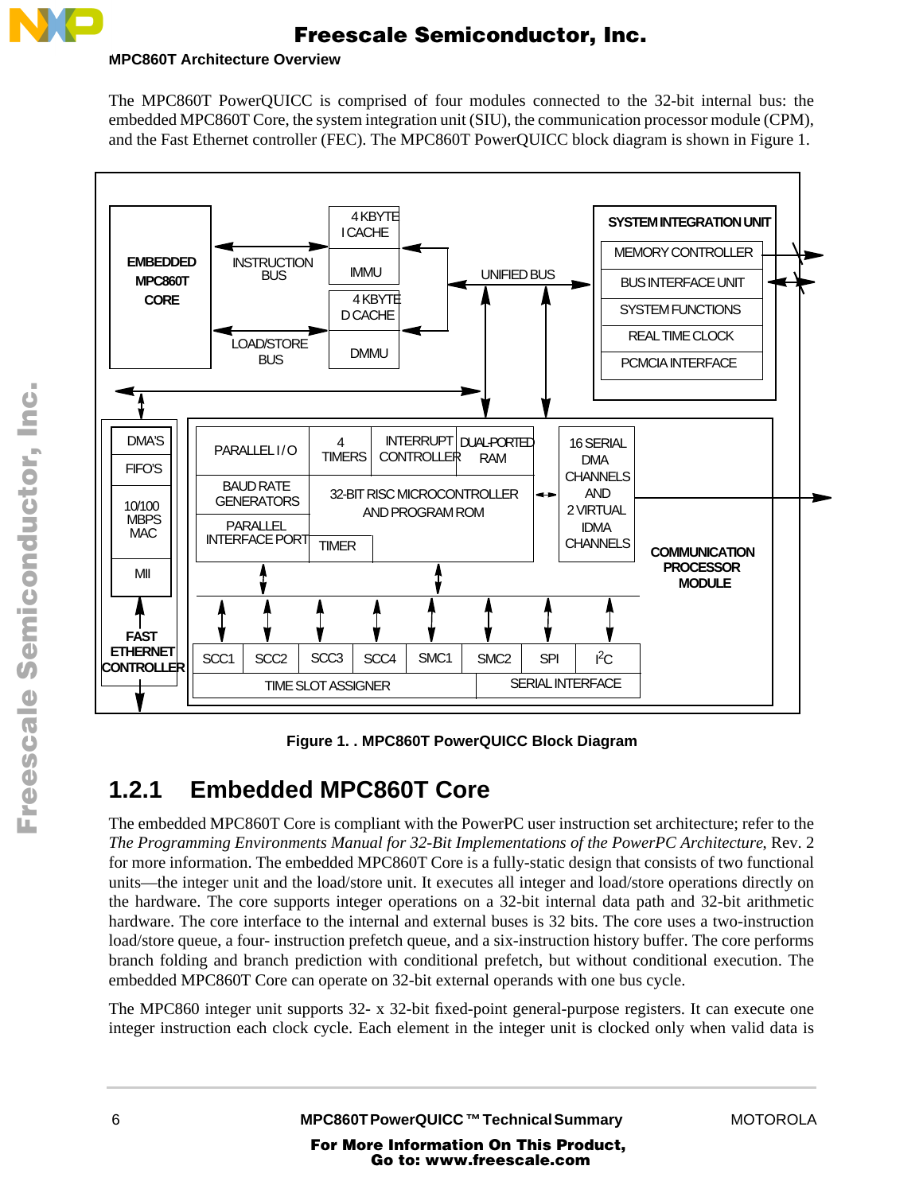The MPC860T PowerQUICC is comprised of four modules connected to the 32-bit internal bus: the embedded MPC860T Core, the system integration unit (SIU), the communication processor module (CPM), and the Fast Ethernet controller (FEC). The MPC860T PowerQUICC block diagram is shown in Figure 1.

Figure 1. . MPC860T PowerQUICC Block Diagram

### 1.2.1 Embedded MPC860T Core

The embedded MPC860T Core is compliant with the PowerPC user instruction set architecture; refer to the *The Programming Environments Manual for 32-Bit Implementations of the PowerPC Architecture*, Rev. 2 for more information. The embedded MPC860T Core is a fully-static design that consists of two functional units—the integer unit and the load/store unit. It executes all integer and load/store operations directly on the hardware. The core supports integer operations on a 32-bit internal data path and 32-bit arithmetic hardware. The core interface to the internal and external buses is 32 bits. The core uses a two-instruction load/store queue, a four- instruction prefetch queue, and a six-instruction history buffer. The core performs branch folding and branch prediction with conditional prefetch, but without conditional execution. The embedded MPC860T Core can operate on 32-bit external operands with one bus cycle.

The MPC860 integer unit supports 32- x 32-bit fixed-point general-purpose registers. It can execute one integer instruction each clock cycle. Each element in the integer unit is clocked only when valid data is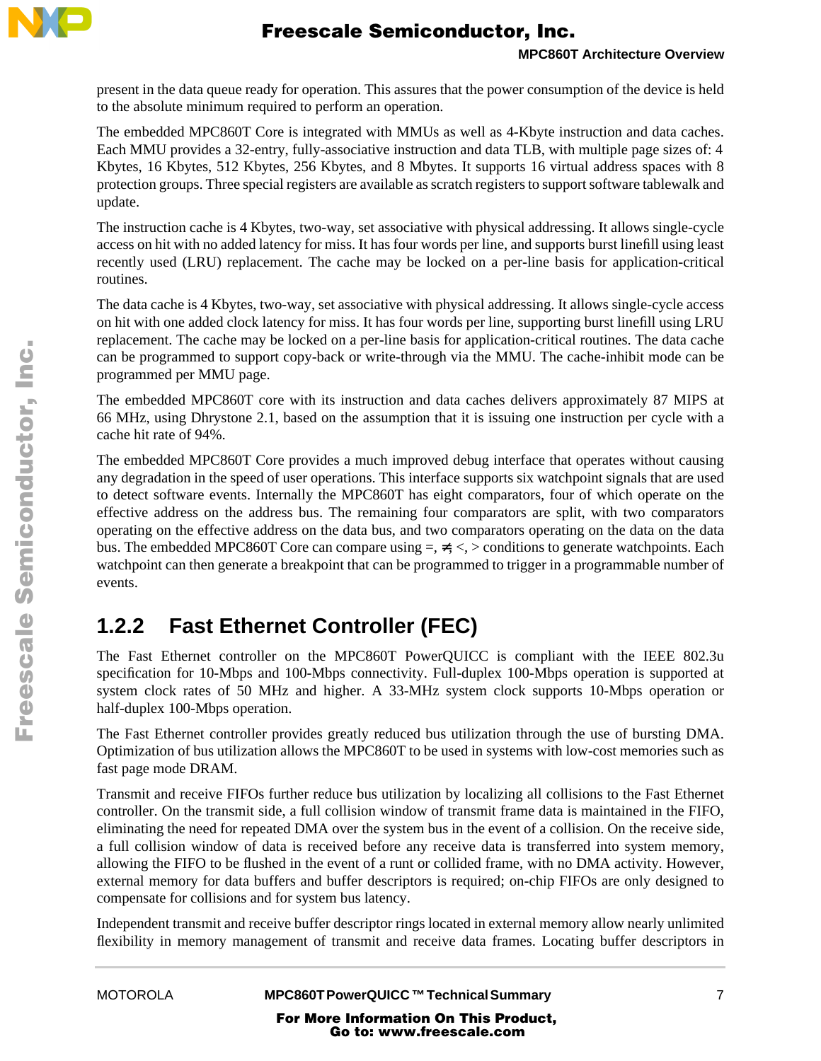present in the data queue ready for operation. This assures that the power consumption of the device is held to the absolute minimum required to perform an operation.

The embedded MPC860T Core is integrated with MMUs as well as 4-Kbyte instruction and data caches. Each MMU provides a 32-entry, fully-associative instruction and data TLB, with multiple page sizes of: 4 Kbytes, 16 Kbytes, 512 Kbytes, 256 Kbytes, and 8 Mbytes. It supports 16 virtual address spaces with 8 protection groups. Three special registers are available as scratch registers to support software tablewalk and update.

The instruction cache is 4 Kbytes, two-way, set associative with physical addressing. It allows single-cycle access on hit with no added latency for miss. It has four words per line, and supports burst linefill using least recently used (LRU) replacement. The cache may be locked on a per-line basis for application-critical routines.

The data cache is 4 Kbytes, two-way, set associative with physical addressing. It allows single-cycle access on hit with one added clock latency for miss. It has four words per line, supporting burst linefill using LRU replacement. The cache may be locked on a per-line basis for application-critical routines. The data cache can be programmed to support copy-back or write-through via the MMU. The cache-inhibit mode can be programmed per MMU page.

The embedded MPC860T core with its instruction and data caches delivers approximately 87 MIPS at 66 MHz, using Dhrystone 2.1, based on the assumption that it is issuing one instruction per cycle with a cache hit rate of 94%.

The embedded MPC860T Core provides a much improved debug interface that operates without causing any degradation in the speed of user operations. This interface supports six watchpoint signals that are used to detect software events. Internally the MPC860T has eight comparators, four of which operate on the effective address on the address bus. The remaining four comparators are split, with two comparators operating on the effective address on the data bus, and two comparators operating on the data on the data bus. The embedded MPC860T Core can compare using =, ≠, <, > conditions to generate watchpoints. Each watchpoint can then generate a breakpoint that can be programmed to trigger in a programmable number of events.

### 1.2.2 Fast Ethernet Controller (FEC)

The Fast Ethernet controller on the MPC860T PowerQUICC is compliant with the IEEE 802.3u specification for 10-Mbps and 100-Mbps connectivity. Full-duplex 100-Mbps operation is supported at system clock rates of 50 MHz and higher. A 33-MHz system clock supports 10-Mbps operation or half-duplex 100-Mbps operation.

The Fast Ethernet controller provides greatly reduced bus utilization through the use of bursting DMA. Optimization of bus utilization allows the MPC860T to be used in systems with low-cost memories such as fast page mode DRAM.

Transmit and receive FIFOs further reduce bus utilization by localizing all collisions to the Fast Ethernet controller. On the transmit side, a full collision window of transmit frame data is maintained in the FIFO, eliminating the need for repeated DMA over the system bus in the event of a collision. On the receive side, a full collision window of data is received before any receive data is transferred into system memory, allowing the FIFO to be flushed in the event of a runt or collided frame, with no DMA activity. However, external memory for data buffers and buffer descriptors is required; on-chip FIFOs are only designed to compensate for collisions and for system bus latency.

Independent transmit and receive buffer descriptor rings located in external memory allow nearly unlimited flexibility in memory management of transmit and receive data frames. Locating buffer descriptors in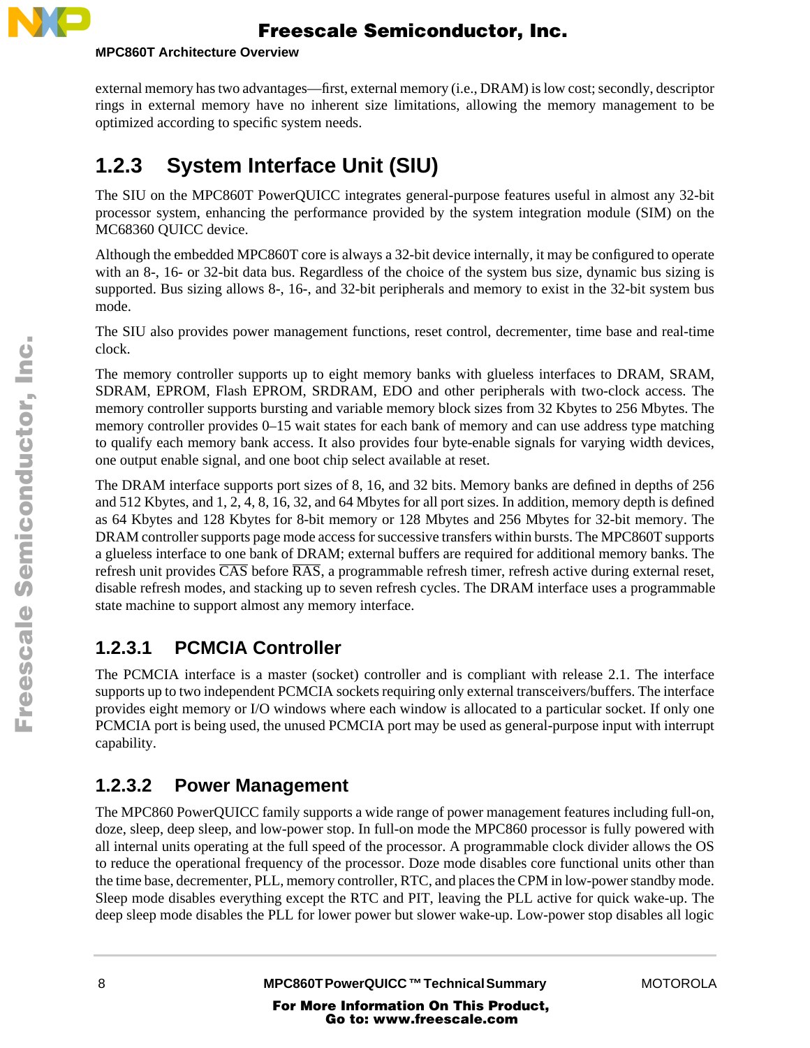external memory has two advantages—first, external memory (i.e., DRAM) is low cost; secondly, descriptor rings in external memory have no inherent size limitations, allowing the memory management to be optimized according to specific system needs.

## 1.2.3 System Interface Unit (SIU)

The SIU on the MPC860T PowerQUICC integrates general-purpose features useful in almost any 32-bit processor system, enhancing the performance provided by the system integration module (SIM) on the MC68360 QUICC device.

Although the embedded MPC860T core is always a 32-bit device internally, it may be configured to operate with an 8-, 16- or 32-bit data bus. Regardless of the choice of the system bus size, dynamic bus sizing is supported. Bus sizing allows 8-, 16-, and 32-bit peripherals and memory to exist in the 32-bit system bus mode.

The SIU also provides power management functions, reset control, decrementer, time base and real-time clock.

The memory controller supports up to eight memory banks with glueless interfaces to DRAM, SRAM, SDRAM, EPROM, Flash EPROM, SRDRAM, EDO and other peripherals with two-clock access. The memory controller supports bursting and variable memory block sizes from 32 Kbytes to 256 Mbytes. The memory controller provides 0–15 wait states for each bank of memory and can use address type matching to qualify each memory bank access. It also provides four byte-enable signals for varying width devices, one output enable signal, and one boot chip select available at reset.

The DRAM interface supports port sizes of 8, 16, and 32 bits. Memory banks are defined in depths of 256 and 512 Kbytes, and 1, 2, 4, 8, 16, 32, and 64 Mbytes for all port sizes. In addition, memory depth is defined as 64 Kbytes and 128 Kbytes for 8-bit memory or 128 Mbytes and 256 Mbytes for 32-bit memory. The DRAM controller supports page mode access for successive transfers within bursts. The MPC860T supports a glueless interface to one bank of DRAM; external buffers are required for additional memory banks. The refresh unit provides $\overline{\text{CAS}}$ before $\overline{\text{RAS}}$, a programmable refresh timer, refresh active during external reset, disable refresh modes, and stacking up to seven refresh cycles. The DRAM interface uses a programmable state machine to support almost any memory interface.

### 1.2.3.1 PCMCIA Controller

The PCMCIA interface is a master (socket) controller and is compliant with release 2.1. The interface supports up to two independent PCMCIA sockets requiring only external transceivers/buffers. The interface provides eight memory or I/O windows where each window is allocated to a particular socket. If only one PCMCIA port is being used, the unused PCMCIA port may be used as general-purpose input with interrupt capability.

### 1.2.3.2 Power Management

The MPC860 PowerQUICC family supports a wide range of power management features including full-on, doze, sleep, deep sleep, and low-power stop. In full-on mode the MPC860 processor is fully powered with all internal units operating at the full speed of the processor. A programmable clock divider allows the OS to reduce the operational frequency of the processor. Doze mode disables core functional units other than the time base, decrementer, PLL, memory controller, RTC, and places the CPM in low-power standby mode. Sleep mode disables everything except the RTC and PIT, leaving the PLL active for quick wake-up. The deep sleep mode disables the PLL for lower power but slower wake-up. Low-power stop disables all logic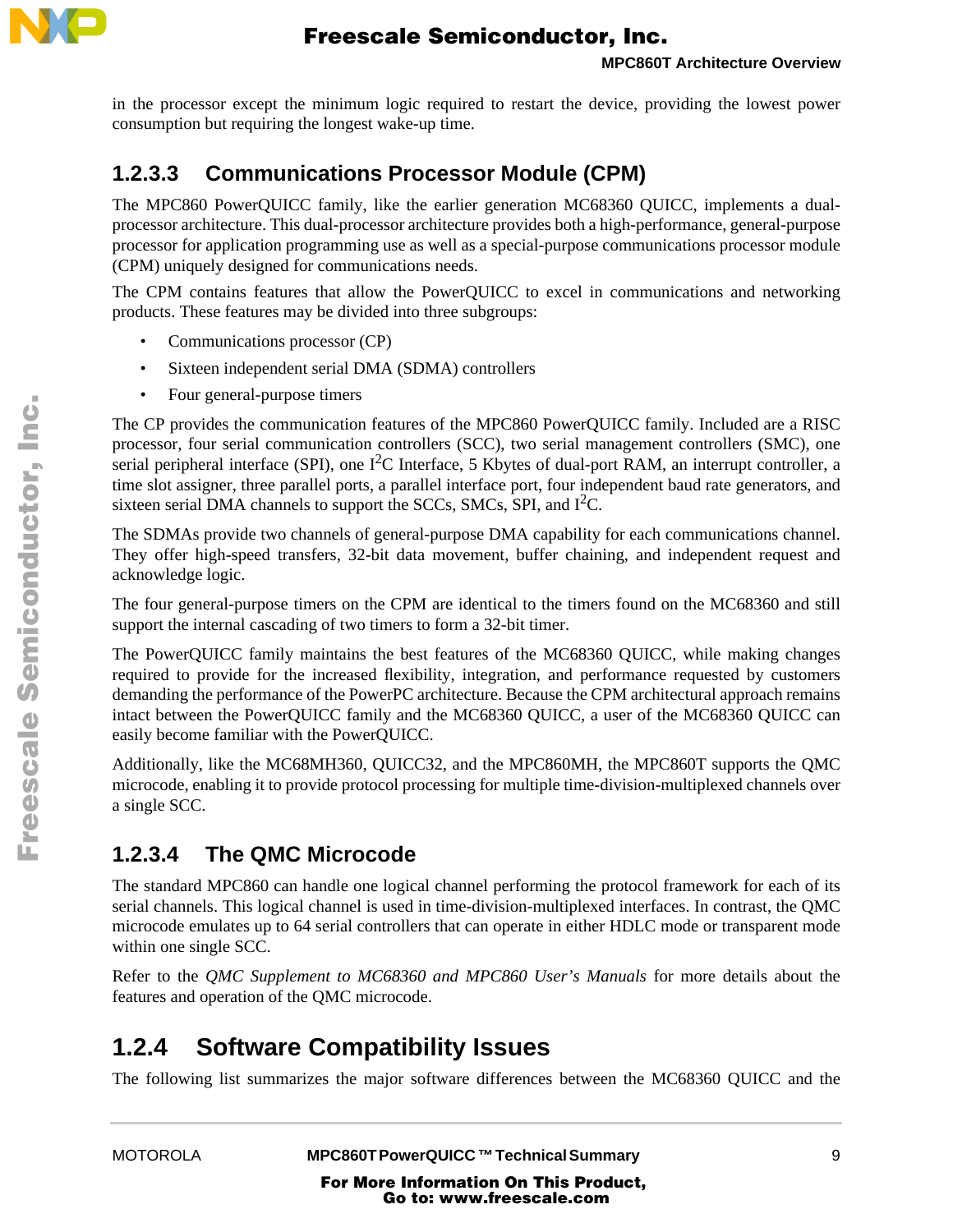in the processor except the minimum logic required to restart the device, providing the lowest power consumption but requiring the longest wake-up time.

### 1.2.3.3 Communications Processor Module (CPM)

The MPC860 PowerQUICC family, like the earlier generation MC68360 QUICC, implements a dual-processor architecture. This dual-processor architecture provides both a high-performance, general-purpose processor for application programming use as well as a special-purpose communications processor module (CPM) uniquely designed for communications needs.

The CPM contains features that allow the PowerQUICC to excel in communications and networking products. These features may be divided into three subgroups:

- Communications processor (CP)
- Sixteen independent serial DMA (SDMA) controllers
- Four general-purpose timers

The CP provides the communication features of the MPC860 PowerQUICC family. Included are a RISC processor, four serial communication controllers (SCC), two serial management controllers (SMC), one serial peripheral interface (SPI), one $I^2C$ Interface, 5 Kbytes of dual-port RAM, an interrupt controller, a time slot assigner, three parallel ports, a parallel interface port, four independent baud rate generators, and sixteen serial DMA channels to support the SCCs, SMCs, SPI, and $I^2C$.

The SDMAs provide two channels of general-purpose DMA capability for each communications channel. They offer high-speed transfers, 32-bit data movement, buffer chaining, and independent request and acknowledge logic.

The four general-purpose timers on the CPM are identical to the timers found on the MC68360 and still support the internal cascading of two timers to form a 32-bit timer.

The PowerQUICC family maintains the best features of the MC68360 QUICC, while making changes required to provide for the increased flexibility, integration, and performance requested by customers demanding the performance of the PowerPC architecture. Because the CPM architectural approach remains intact between the PowerQUICC family and the MC68360 QUICC, a user of the MC68360 QUICC can easily become familiar with the PowerQUICC.

Additionally, like the MC68MH360, QUICC32, and the MPC860MH, the MPC860T supports the QMC microcode, enabling it to provide protocol processing for multiple time-division-multiplexed channels over a single SCC.

### 1.2.3.4 The QMC Microcode

The standard MPC860 can handle one logical channel performing the protocol framework for each of its serial channels. This logical channel is used in time-division-multiplexed interfaces. In contrast, the QMC microcode emulates up to 64 serial controllers that can operate in either HDLC mode or transparent mode within one single SCC.

Refer to the *QMC Supplement to MC68360 and MPC860 User's Manuals* for more details about the features and operation of the QMC microcode.

## 1.2.4 Software Compatibility Issues

The following list summarizes the major software differences between the MC68360 QUICC and the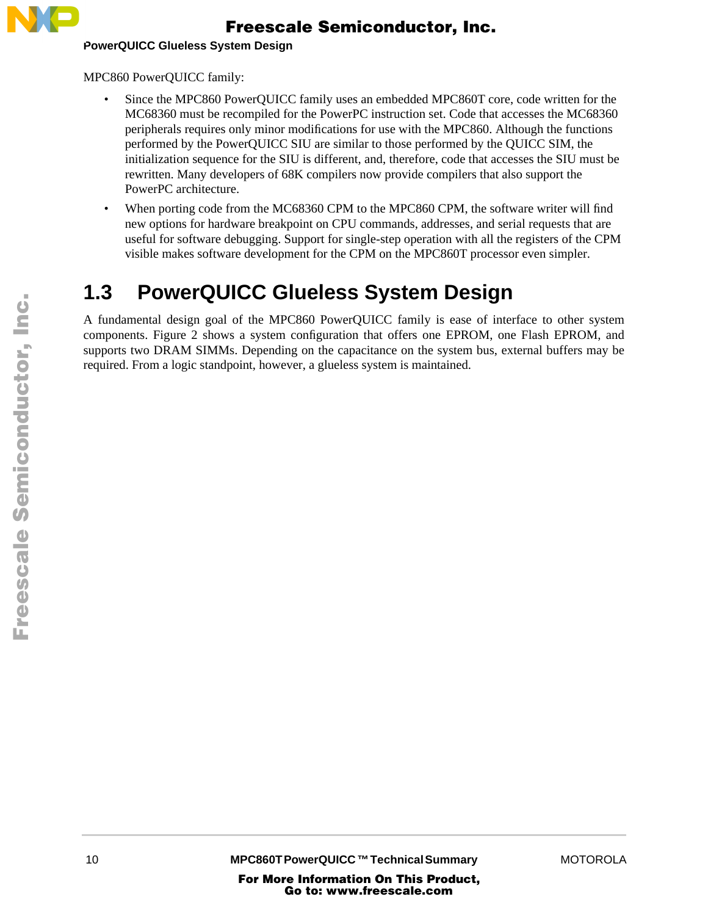MPC860 PowerQUICC family:

- Since the MPC860 PowerQUICC family uses an embedded MPC860T core, code written for the MC68360 must be recompiled for the PowerPC instruction set. Code that accesses the MC68360 peripherals requires only minor modifications for use with the MPC860. Although the functions performed by the PowerQUICC SIU are similar to those performed by the QUICC SIM, the initialization sequence for the SIU is different, and, therefore, code that accesses the SIU must be rewritten. Many developers of 68K compilers now provide compilers that also support the PowerPC architecture.
- When porting code from the MC68360 CPM to the MPC860 CPM, the software writer will find new options for hardware breakpoint on CPU commands, addresses, and serial requests that are useful for software debugging. Support for single-step operation with all the registers of the CPM visible makes software development for the CPM on the MPC860T processor even simpler.

## 1.3 PowerQUICC Glueless System Design

A fundamental design goal of the MPC860 PowerQUICC family is ease of interface to other system components. Figure 2 shows a system configuration that offers one EPROM, one Flash EPROM, and supports two DRAM SIMMs. Depending on the capacitance on the system bus, external buffers may be required. From a logic standpoint, however, a glueless system is maintained.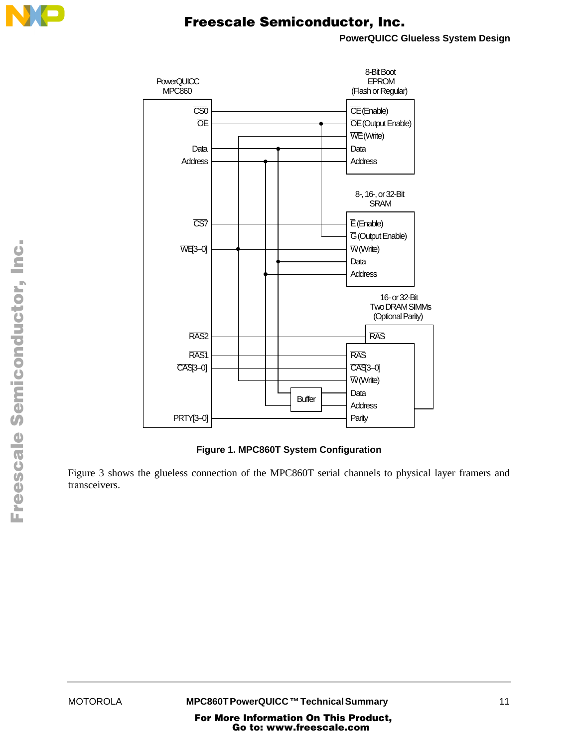**Figure 1. MPC860T System Configuration**

Figure 3 shows the glueless connection of the MPC860T serial channels to physical layer framers and transceivers.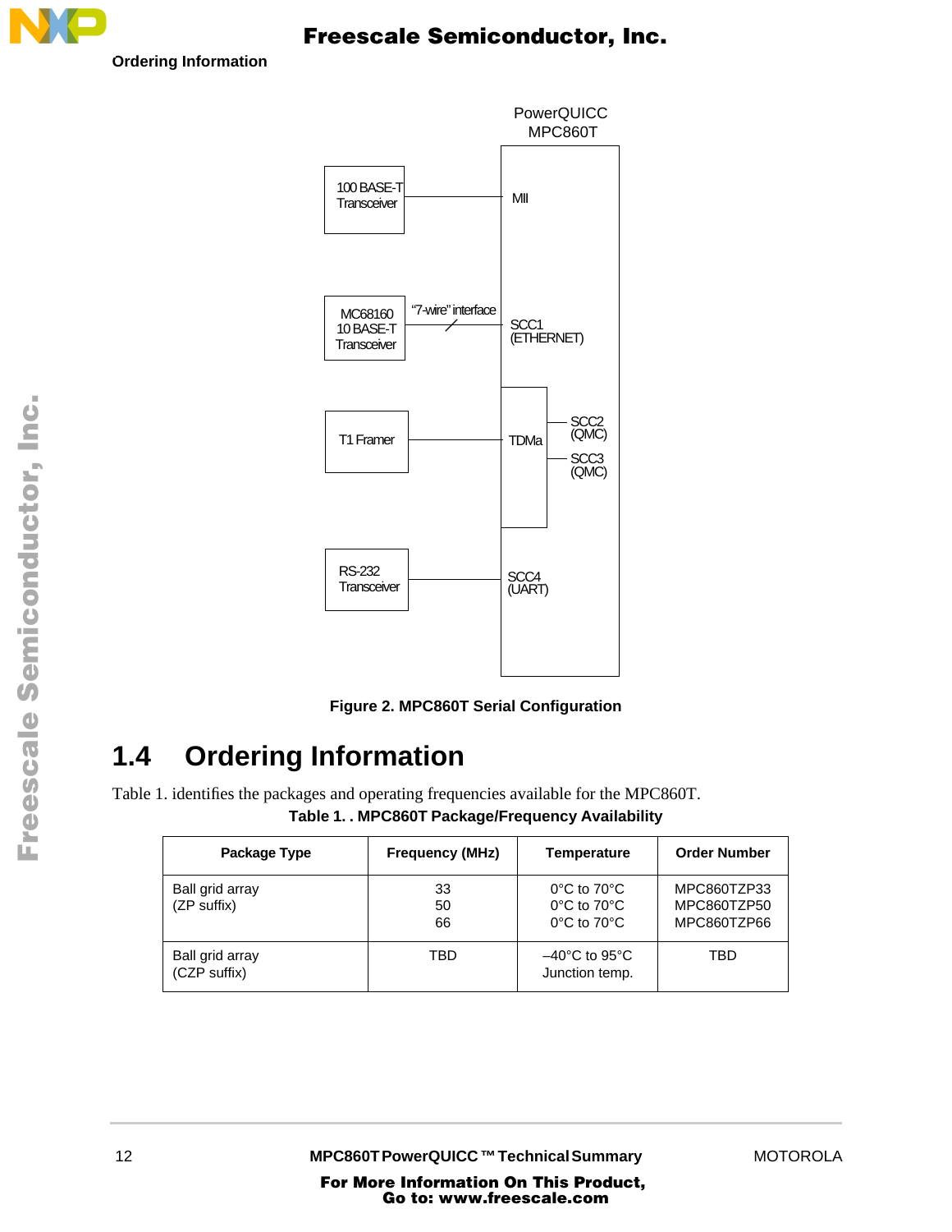Figure 2. MPC860T Serial Configuration

## 1.4 Ordering Information

Table 1. identifies the packages and operating frequencies available for the MPC860T.

**Table 1. . MPC860T Package/Frequency Availability**

| Package Type | Frequency (MHz) | Temperature | Order Number |
|---|---|---|---|
| Ball grid array<br>(ZP suffix) | 33<br>50<br>66 | 0°C to 70°C<br>0°C to 70°C<br>0°C to 70°C | MPC860TZP33<br>MPC860TZP50<br>MPC860TZP66 |
| Ball grid array<br>(CZP suffix) | TBD | –40°C to 95°C<br>Junction temp. | TBD |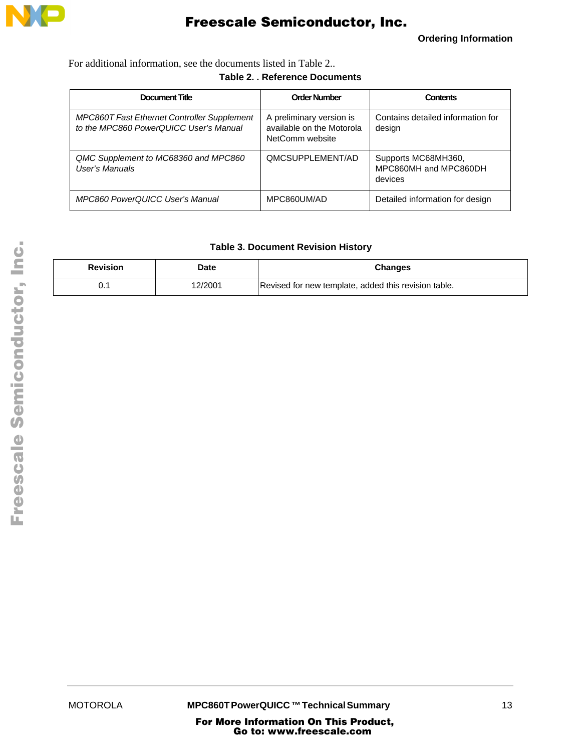For additional information, see the documents listed in Table 2..

**Table 2. . Reference Documents**

| Document Title | Order Number | Contents |
| --- | --- | --- |
| *MPC860T Fast Ethernet Controller Supplement to the MPC860 PowerQUICC User's Manual* | A preliminary version is available on the Motorola NetComm website | Contains detailed information for design |
| *QMC Supplement to MC68360 and MPC860 User's Manuals* | QMCSUPPLEMENT/AD | Supports MC68MH360, MPC860MH and MPC860DH devices |
| *MPC860 PowerQUICC User's Manual* | MPC860UM/AD | Detailed information for design |

**Table 3. Document Revision History**

| Revision | Date | Changes |
| --- | --- | --- |
| 0.1 | 12/2001 | Revised for new template, added this revision table. |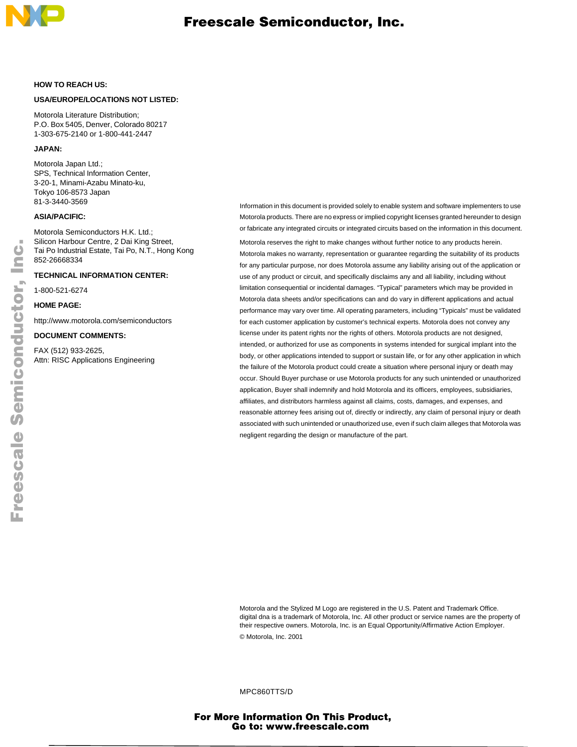**HOW TO REACH US:**

**USA/EUROPE/LOCATIONS NOT LISTED:**

Motorola Literature Distribution;
P.O. Box 5405, Denver, Colorado 80217
1-303-675-2140 or 1-800-441-2447

**JAPAN:**

Motorola Japan Ltd.;
SPS, Technical Information Center,
3-20-1, Minami-Azabu Minato-ku,
Tokyo 106-8573 Japan
81-3-3440-3569

**ASIA/PACIFIC:**

Motorola Semiconductors H.K. Ltd.;
Silicon Harbour Centre, 2 Dai King Street,
Tai Po Industrial Estate, Tai Po, N.T., Hong Kong
852-26668334

**TECHNICAL INFORMATION CENTER:**

1-800-521-6274

**HOME PAGE:**

http://www.motorola.com/semiconductors

**DOCUMENT COMMENTS:**

FAX (512) 933-2625,
Attn: RISC Applications Engineering

Information in this document is provided solely to enable system and software implementers to use Motorola products. There are no express or implied copyright licenses granted hereunder to design or fabricate any integrated circuits or integrated circuits based on the information in this document.

Motorola reserves the right to make changes without further notice to any products herein. Motorola makes no warranty, representation or guarantee regarding the suitability of its products for any particular purpose, nor does Motorola assume any liability arising out of the application or use of any product or circuit, and specifically disclaims any and all liability, including without limitation consequential or incidental damages. "Typical" parameters which may be provided in Motorola data sheets and/or specifications can and do vary in different applications and actual performance may vary over time. All operating parameters, including "Typicals" must be validated for each customer application by customer's technical experts. Motorola does not convey any license under its patent rights nor the rights of others. Motorola products are not designed, intended, or authorized for use as components in systems intended for surgical implant into the body, or other applications intended to support or sustain life, or for any other application in which the failure of the Motorola product could create a situation where personal injury or death may occur. Should Buyer purchase or use Motorola products for any such unintended or unauthorized application, Buyer shall indemnify and hold Motorola and its officers, employees, subsidiaries, affiliates, and distributors harmless against all claims, costs, damages, and expenses, and reasonable attorney fees arising out of, directly or indirectly, any claim of personal injury or death associated with such unintended or unauthorized use, even if such claim alleges that Motorola was negligent regarding the design or manufacture of the part.

Motorola and the Stylized M Logo are registered in the U.S. Patent and Trademark Office. digital dna is a trademark of Motorola, Inc. All other product or service names are the property of their respective owners. Motorola, Inc. is an Equal Opportunity/Affirmative Action Employer.

© Motorola, Inc. 2001

MPC860TTS/D